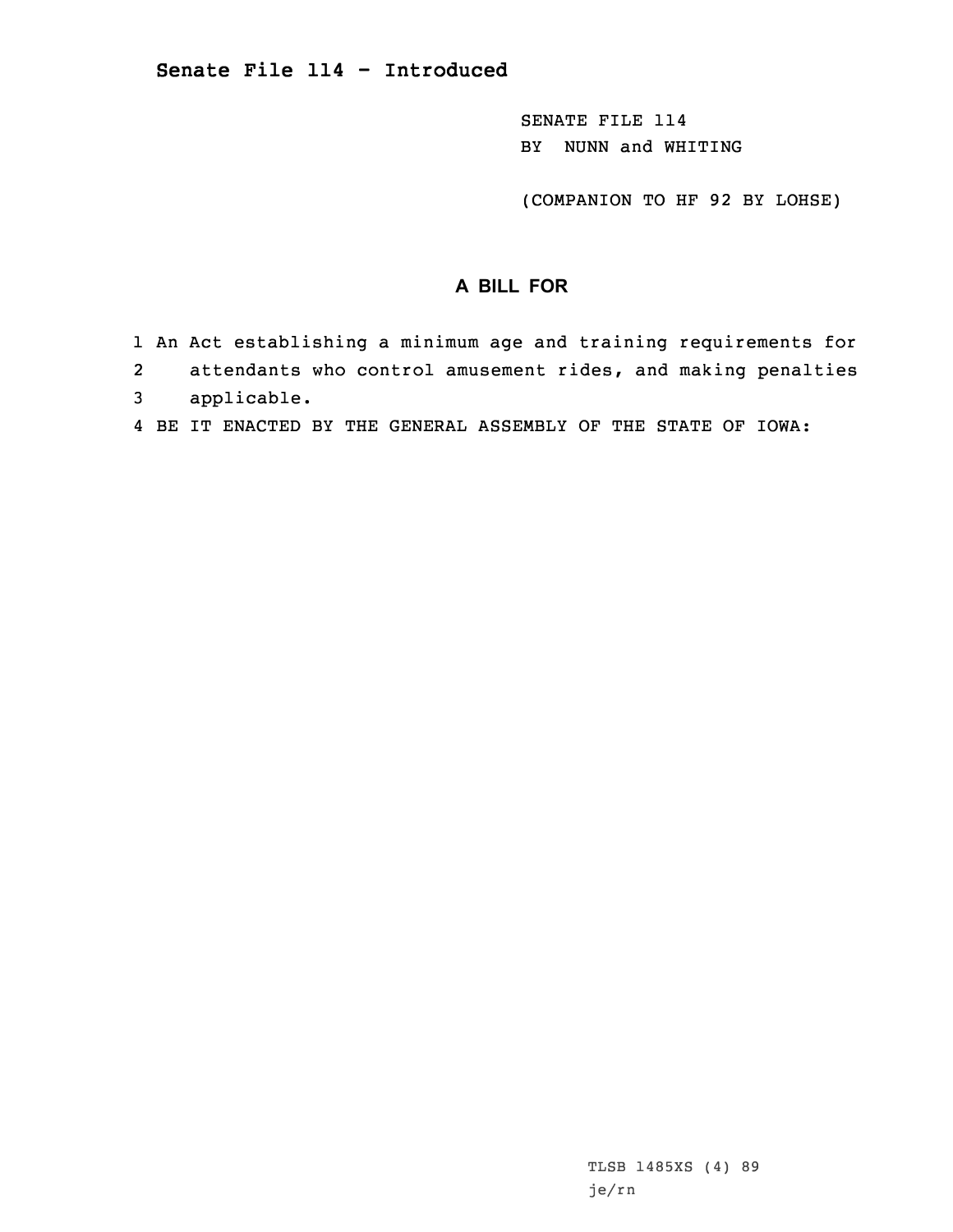# Senate File 114 - Introduced

SENATE FILE 114
BY NUNN and WHITING

(COMPANION TO HF 92 BY LOHSE)

## A BILL FOR

1 An Act establishing a minimum age and training requirements for
2 attendants who control amusement rides, and making penalties
3 applicable.
4 BE IT ENACTED BY THE GENERAL ASSEMBLY OF THE STATE OF IOWA:

TLSB 1485XS (4) 89
je/rn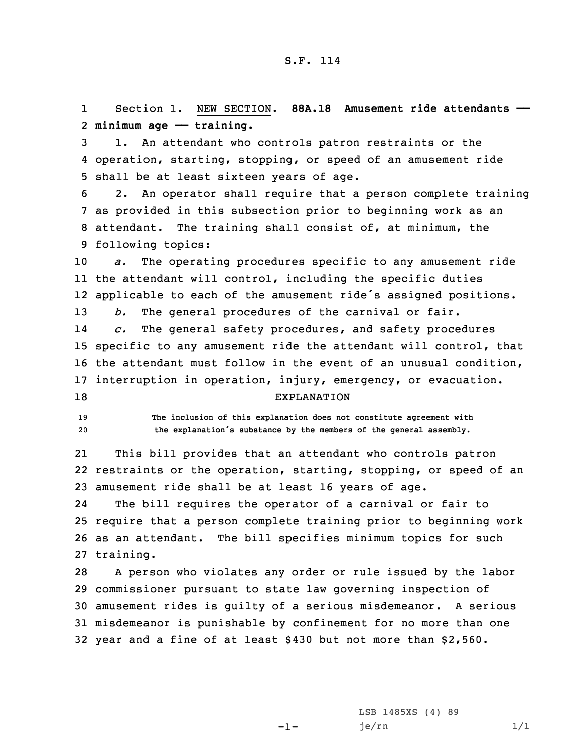Section 1. NEW SECTION. **88A.18 Amusement ride attendants — minimum age — training.**

1. An attendant who controls patron restraints or the operation, starting, stopping, or speed of an amusement ride shall be at least sixteen years of age.

2. An operator shall require that a person complete training as provided in this subsection prior to beginning work as an attendant. The training shall consist of, at minimum, the following topics:

*a.* The operating procedures specific to any amusement ride the attendant will control, including the specific duties applicable to each of the amusement ride's assigned positions.

*b.* The general procedures of the carnival or fair.

*c.* The general safety procedures, and safety procedures specific to any amusement ride the attendant will control, that the attendant must follow in the event of an unusual condition, interruption in operation, injury, emergency, or evacuation.

EXPLANATION

The inclusion of this explanation does not constitute agreement with the explanation's substance by the members of the general assembly.

This bill provides that an attendant who controls patron restraints or the operation, starting, stopping, or speed of an amusement ride shall be at least 16 years of age.

The bill requires the operator of a carnival or fair to require that a person complete training prior to beginning work as an attendant. The bill specifies minimum topics for such training.

A person who violates any order or rule issued by the labor commissioner pursuant to state law governing inspection of amusement rides is guilty of a serious misdemeanor. A serious misdemeanor is punishable by confinement for no more than one year and a fine of at least $430 but not more than $2,560.